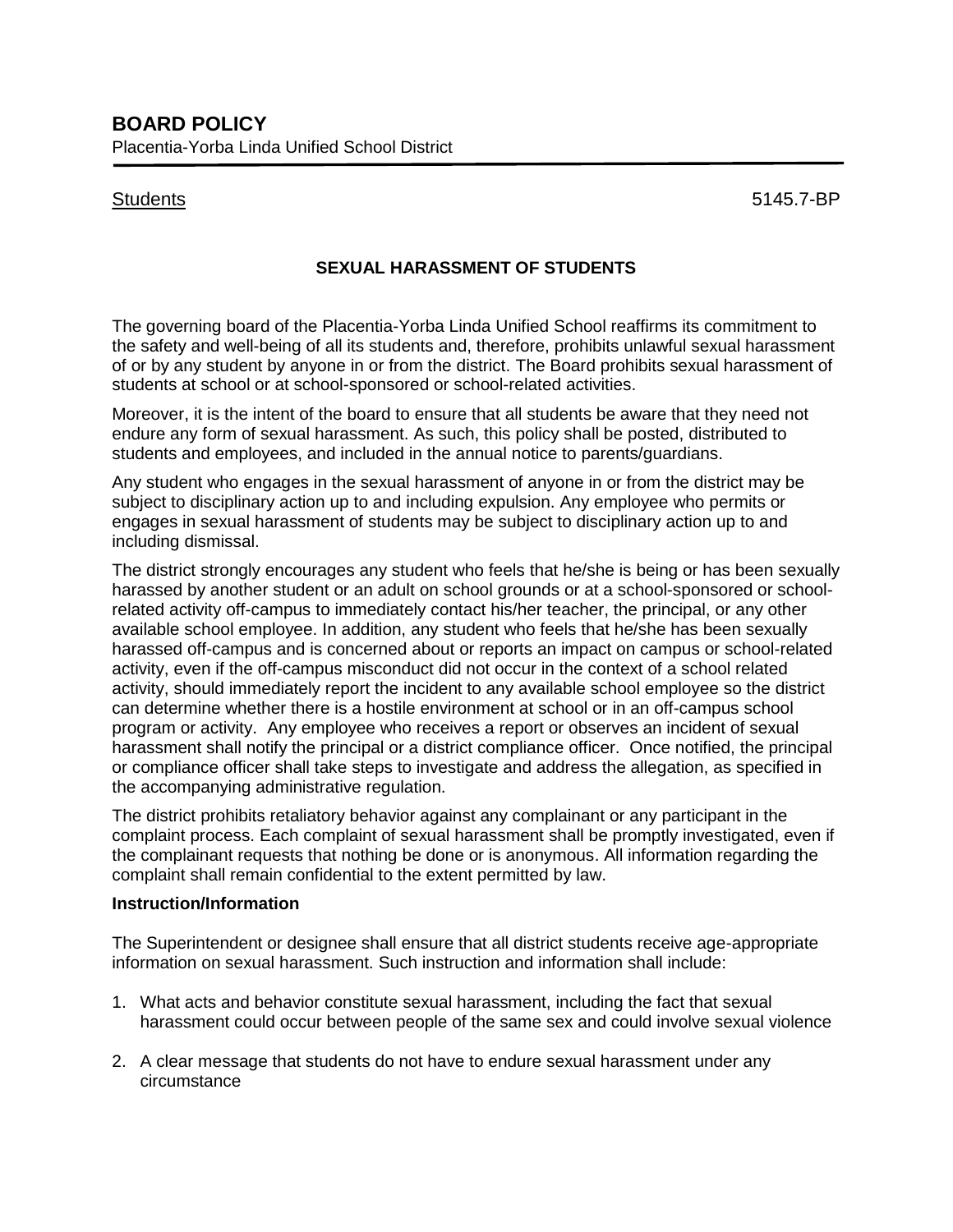**BOARD POLICY**
Placentia-Yorba Linda Unified School District

Students 5145.7-BP

## SEXUAL HARASSMENT OF STUDENTS

The governing board of the Placentia-Yorba Linda Unified School reaffirms its commitment to the safety and well-being of all its students and, therefore, prohibits unlawful sexual harassment of or by any student by anyone in or from the district. The Board prohibits sexual harassment of students at school or at school-sponsored or school-related activities.

Moreover, it is the intent of the board to ensure that all students be aware that they need not endure any form of sexual harassment. As such, this policy shall be posted, distributed to students and employees, and included in the annual notice to parents/guardians.

Any student who engages in the sexual harassment of anyone in or from the district may be subject to disciplinary action up to and including expulsion. Any employee who permits or engages in sexual harassment of students may be subject to disciplinary action up to and including dismissal.

The district strongly encourages any student who feels that he/she is being or has been sexually harassed by another student or an adult on school grounds or at a school-sponsored or school-related activity off-campus to immediately contact his/her teacher, the principal, or any other available school employee. In addition, any student who feels that he/she has been sexually harassed off-campus and is concerned about or reports an impact on campus or school-related activity, even if the off-campus misconduct did not occur in the context of a school related activity, should immediately report the incident to any available school employee so the district can determine whether there is a hostile environment at school or in an off-campus school program or activity. Any employee who receives a report or observes an incident of sexual harassment shall notify the principal or a district compliance officer. Once notified, the principal or compliance officer shall take steps to investigate and address the allegation, as specified in the accompanying administrative regulation.

The district prohibits retaliatory behavior against any complainant or any participant in the complaint process. Each complaint of sexual harassment shall be promptly investigated, even if the complainant requests that nothing be done or is anonymous. All information regarding the complaint shall remain confidential to the extent permitted by law.

**Instruction/Information**

The Superintendent or designee shall ensure that all district students receive age-appropriate information on sexual harassment. Such instruction and information shall include:

1. What acts and behavior constitute sexual harassment, including the fact that sexual harassment could occur between people of the same sex and could involve sexual violence

2. A clear message that students do not have to endure sexual harassment under any circumstance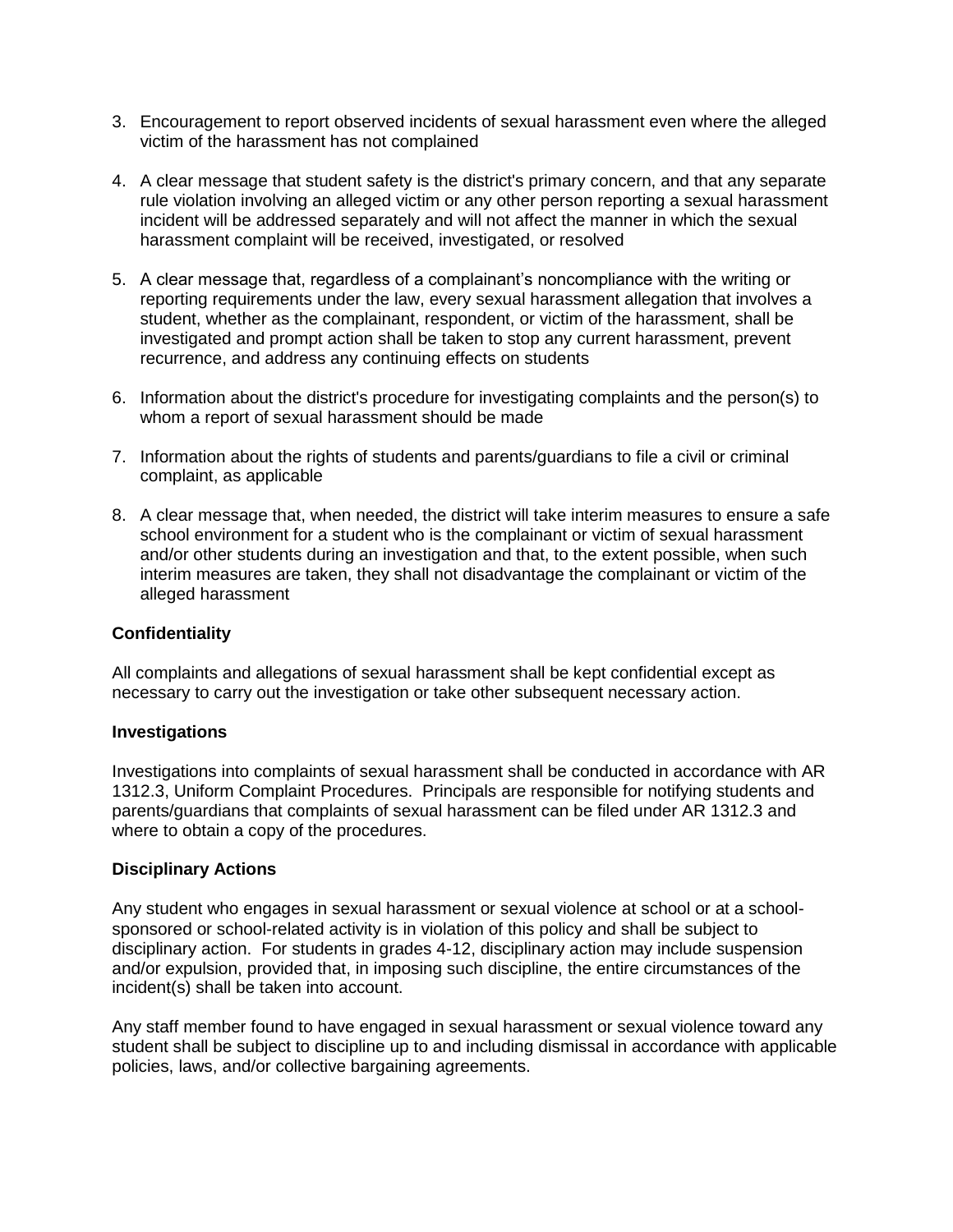3. Encouragement to report observed incidents of sexual harassment even where the alleged victim of the harassment has not complained

4. A clear message that student safety is the district's primary concern, and that any separate rule violation involving an alleged victim or any other person reporting a sexual harassment incident will be addressed separately and will not affect the manner in which the sexual harassment complaint will be received, investigated, or resolved

5. A clear message that, regardless of a complainant's noncompliance with the writing or reporting requirements under the law, every sexual harassment allegation that involves a student, whether as the complainant, respondent, or victim of the harassment, shall be investigated and prompt action shall be taken to stop any current harassment, prevent recurrence, and address any continuing effects on students

6. Information about the district's procedure for investigating complaints and the person(s) to whom a report of sexual harassment should be made

7. Information about the rights of students and parents/guardians to file a civil or criminal complaint, as applicable

8. A clear message that, when needed, the district will take interim measures to ensure a safe school environment for a student who is the complainant or victim of sexual harassment and/or other students during an investigation and that, to the extent possible, when such interim measures are taken, they shall not disadvantage the complainant or victim of the alleged harassment

**Confidentiality**

All complaints and allegations of sexual harassment shall be kept confidential except as necessary to carry out the investigation or take other subsequent necessary action.

**Investigations**

Investigations into complaints of sexual harassment shall be conducted in accordance with AR 1312.3, Uniform Complaint Procedures. Principals are responsible for notifying students and parents/guardians that complaints of sexual harassment can be filed under AR 1312.3 and where to obtain a copy of the procedures.

**Disciplinary Actions**

Any student who engages in sexual harassment or sexual violence at school or at a school-sponsored or school-related activity is in violation of this policy and shall be subject to disciplinary action. For students in grades 4-12, disciplinary action may include suspension and/or expulsion, provided that, in imposing such discipline, the entire circumstances of the incident(s) shall be taken into account.

Any staff member found to have engaged in sexual harassment or sexual violence toward any student shall be subject to discipline up to and including dismissal in accordance with applicable policies, laws, and/or collective bargaining agreements.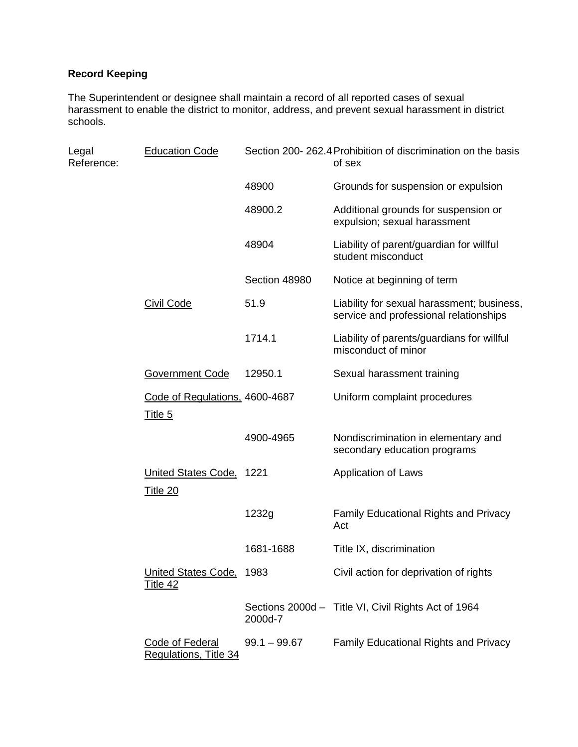**Record Keeping**

The Superintendent or designee shall maintain a record of all reported cases of sexual harassment to enable the district to monitor, address, and prevent sexual harassment in district schools.

| Legal Reference: | | | |
|---|---|---|---|
| | Education Code | Section 200- 262.4 | Prohibition of discrimination on the basis of sex |
| | | 48900 | Grounds for suspension or expulsion |
| | | 48900.2 | Additional grounds for suspension or expulsion; sexual harassment |
| | | 48904 | Liability of parent/guardian for willful student misconduct |
| | | Section 48980 | Notice at beginning of term |
| | Civil Code | 51.9 | Liability for sexual harassment; business, service and professional relationships |
| | | 1714.1 | Liability of parents/guardians for willful misconduct of minor |
| | Government Code | 12950.1 | Sexual harassment training |
| | Code of Regulations, Title 5 | 4600-4687 | Uniform complaint procedures |
| | | 4900-4965 | Nondiscrimination in elementary and secondary education programs |
| | United States Code, Title 20 | 1221 | Application of Laws |
| | | 1232g | Family Educational Rights and Privacy Act |
| | | 1681-1688 | Title IX, discrimination |
| | United States Code, Title 42 | 1983 | Civil action for deprivation of rights |
| | | Sections 2000d – 2000d-7 | Title VI, Civil Rights Act of 1964 |
| | Code of Federal Regulations, Title 34 | 99.1 – 99.67 | Family Educational Rights and Privacy |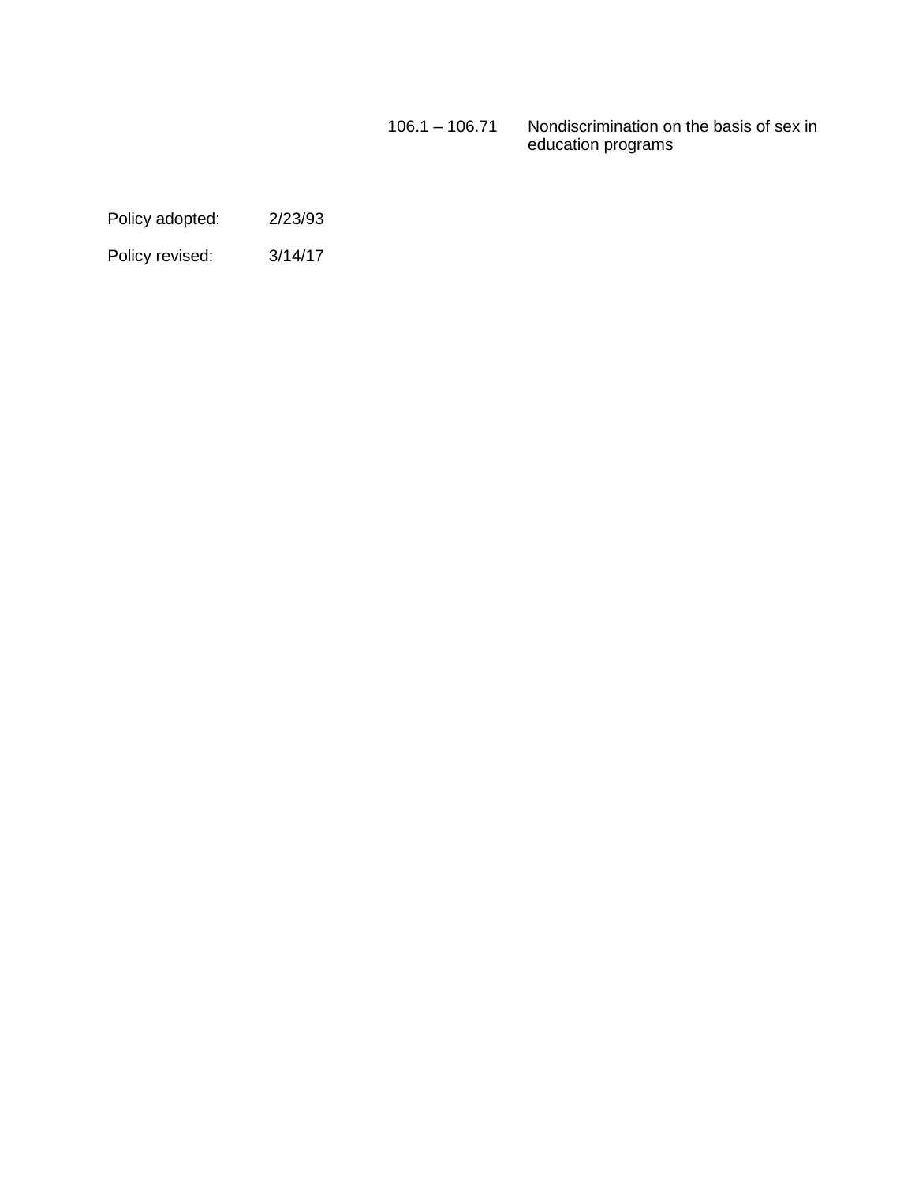106.1 – 106.71 Nondiscrimination on the basis of sex in education programs

Policy adopted: 2/23/93

Policy revised: 3/14/17